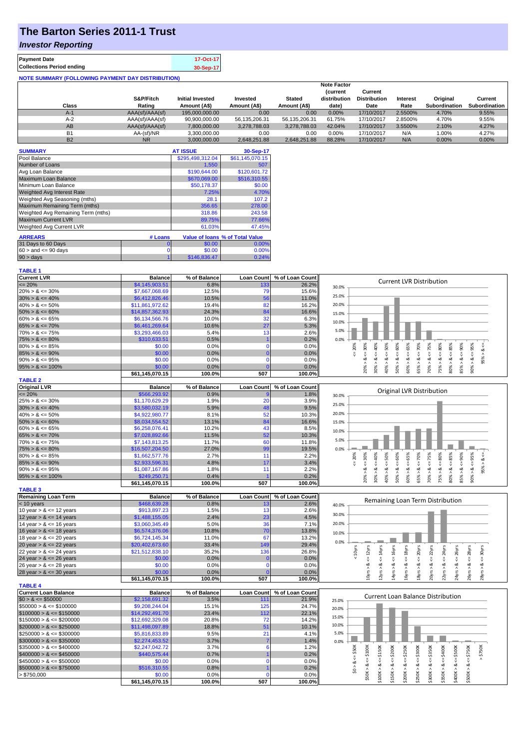# The Barton Series 2011-1 Trust

## *Investor Reporting*

| | |
|---|---|
| **Payment Date** | **17-Oct-17** |
| **Collections Period ending** | **30-Sep-17** |

**NOTE SUMMARY (FOLLOWING PAYMENT DAY DISTRIBUTION)**

| Class | S&P/Fitch Rating | Initial Invested Amount (A$) | Invested Amount (A$) | Stated Amount (A$) | Note Factor (current distribution date) | Current Distribution Date | Interest Rate | Original Subordination | Current Subordination |
|---|---|---|---|---|---|---|---|---|---|
| A-1 | AAA(sf)/AAA(sf) | 195,000,000.00 | 0.00 | 0.00 | 0.00% | 17/10/2017 | 2.5500% | 4.70% | 9.55% |
| A-2 | AAA(sf)/AAA(sf) | 90,900,000.00 | 56,135,206.31 | 56,135,206.31 | 61.75% | 17/10/2017 | 2.8500% | 4.70% | 9.55% |
| AB | AAA(sf)/AAA(sf) | 7,800,000.00 | 3,278,788.03 | 3,278,788.03 | 42.04% | 17/10/2017 | 3.5500% | 2.10% | 4.27% |
| B1 | AA-(sf)/NR | 3,300,000.00 | 0.00 | 0.00 | 0.00% | 17/10/2017 | N/A | 1.00% | 4.27% |
| B2 | NR | 3,000,000.00 | 2,648,251.88 | 2,648,251.88 | 88.28% | 17/10/2017 | N/A | 0.00% | 0.00% |

| SUMMARY | AT ISSUE | 30-Sep-17 |
|---|---|---|
| Pool Balance | $295,498,312.04 | $61,145,070.15 |
| Number of Loans | 1,550 | 507 |
| Avg Loan Balance | $190,644.00 | $120,601.72 |
| Maximum Loan Balance | $670,069.00 | $516,310.55 |
| Minimum Loan Balance | $50,178.37 | $0.00 |
| Weighted Avg Interest Rate | 7.25% | 4.70% |
| Weighted Avg Seasoning (mths) | 28.1 | 107.2 |
| Maximum Remaining Term (mths) | 356.65 | 278.00 |
| Weighted Avg Remaining Term (mths) | 318.86 | 243.58 |
| Maximum Current LVR | 89.75% | 77.66% |
| Weighted Avg Current LVR | 61.03% | 47.45% |

| ARREARS | # Loans | Value of loans | % of Total Value |
|---|---|---|---|
| 31 Days to 60 Days | 0 | $0.00 | 0.00% |
| $60 >$ and $<= 90$ days | 0 | $0.00 | 0.00% |
| $90 >$ days | 1 | $146,836.47 | 0.24% |

**TABLE 1**

| Current LVR | Balance | % of Balance | Loan Count | % of Loan Count |
|---|---|---|---|---|
| <= 20% | $4,145,903.51 | 6.8% | 133 | 26.2% |
| 20% > & <= 30% | $7,667,068.69 | 12.5% | 79 | 15.6% |
| 30% > & <= 40% | $6,412,826.46 | 10.5% | 56 | 11.0% |
| 40% > & <= 50% | $11,861,972.62 | 19.4% | 82 | 16.2% |
| 50% > & <= 60% | $14,857,362.93 | 24.3% | 84 | 16.6% |
| 60% > & <= 65% | $6,134,566.76 | 10.0% | 32 | 6.3% |
| 65% > & <= 70% | $6,461,269.64 | 10.6% | 27 | 5.3% |
| 70% > & <= 75% | $3,293,466.03 | 5.4% | 13 | 2.6% |
| 75% > & <= 80% | $310,633.51 | 0.5% | 1 | 0.2% |
| 80% > & <= 85% | $0.00 | 0.0% | 0 | 0.0% |
| 85% > & <= 90% | $0.00 | 0.0% | 0 | 0.0% |
| 90% > & <= 95% | $0.00 | 0.0% | 0 | 0.0% |
| 95% > & <= 100% | $0.00 | 0.0% | 0 | 0.0% |
| | $61,145,070.15 | 100.0% | 507 | 100.0% |

**TABLE 2**

| Original LVR | Balance | % of Balance | Loan Count | % of Loan Count |
|---|---|---|---|---|
| <= 20% | $566,293.92 | 0.9% | 9 | 1.8% |
| 25% > & <= 30% | $1,170,629.29 | 1.9% | 20 | 3.9% |
| 30% > & <= 40% | $3,580,032.19 | 5.9% | 48 | 9.5% |
| 40% > & <= 50% | $4,922,980.77 | 8.1% | 52 | 10.3% |
| 50% > & <= 60% | $8,034,554.52 | 13.1% | 84 | 16.6% |
| 60% > & <= 65% | $6,258,076.41 | 10.2% | 43 | 8.5% |
| 65% > & <= 70% | $7,028,892.66 | 11.5% | 52 | 10.3% |
| 70% > & <= 75% | $7,143,813.25 | 11.7% | 60 | 11.8% |
| 75% > & <= 80% | $16,507,204.50 | 27.0% | 99 | 19.5% |
| 80% > & <= 85% | $1,662,577.76 | 2.7% | 11 | 2.2% |
| 85% > & <= 90% | $2,933,596.31 | 4.8% | 17 | 3.4% |
| 90% > & <= 95% | $1,087,167.86 | 1.8% | 11 | 2.2% |
| 95% > & <= 100% | $249,250.71 | 0.4% | 1 | 0.2% |
| | $61,145,070.15 | 100.0% | 507 | 100.0% |

**TABLE 3**

| Remaining Loan Term | Balance | % of Balance | Loan Count | % of Loan Count |
|---|---|---|---|---|
| < 10 years | $468,639.28 | 0.8% | 13 | 2.6% |
| 10 year > & <= 12 years | $913,897.23 | 1.5% | 13 | 2.6% |
| 12 year > & <= 14 years | $1,488,155.05 | 2.4% | 23 | 4.5% |
| 14 year > & <= 16 years | $3,060,345.49 | 5.0% | 36 | 7.1% |
| 16 year > & <= 18 years | $6,574,376.06 | 10.8% | 70 | 13.8% |
| 18 year > & <= 20 years | $6,724,145.34 | 11.0% | 67 | 13.2% |
| 20 year > & <= 22 years | $20,402,673.60 | 33.4% | 149 | 29.4% |
| 22 year > & <= 24 years | $21,512,838.10 | 35.2% | 136 | 26.8% |
| 24 year > & <= 26 years | $0.00 | 0.0% | 0 | 0.0% |
| 26 year > & <= 28 years | $0.00 | 0.0% | 0 | 0.0% |
| 28 year > & <= 30 years | $0.00 | 0.0% | 0 | 0.0% |
| | $61,145,070.15 | 100.0% | 507 | 100.0% |

**TABLE 4**

| Current Loan Balance | Balance | % of Balance | Loan Count | % of Loan Count |
|---|---|---|---|---|
| $0 > & <= $50000 | $2,158,691.32 | 3.5% | 111 | 21.9% |
| $50000 > & <= $100000 | $9,208,244.04 | 15.1% | 125 | 24.7% |
| $100000 > & <= $150000 | $14,292,491.70 | 23.4% | 112 | 22.1% |
| $150000 > & <= $200000 | $12,692,329.08 | 20.8% | 72 | 14.2% |
| $200000 > & <= $250000 | $11,498,097.89 | 18.8% | 51 | 10.1% |
| $250000 > & <= $300000 | $5,816,833.89 | 9.5% | 21 | 4.1% |
| $300000 > & <= $350000 | $2,274,453.52 | 3.7% | 7 | 1.4% |
| $350000 > & <= $400000 | $2,247,042.72 | 3.7% | 6 | 1.2% |
| $400000 > & <= $450000 | $440,575.44 | 0.7% | 1 | 0.2% |
| $450000 > & <= $500000 | $0.00 | 0.0% | 0 | 0.0% |
| $500000 > & <= $750000 | $516,310.55 | 0.8% | 1 | 0.2% |
| > $750,000 | $0.00 | 0.0% | 0 | 0.0% |
| | $61,145,070.15 | 100.0% | 507 | 100.0% |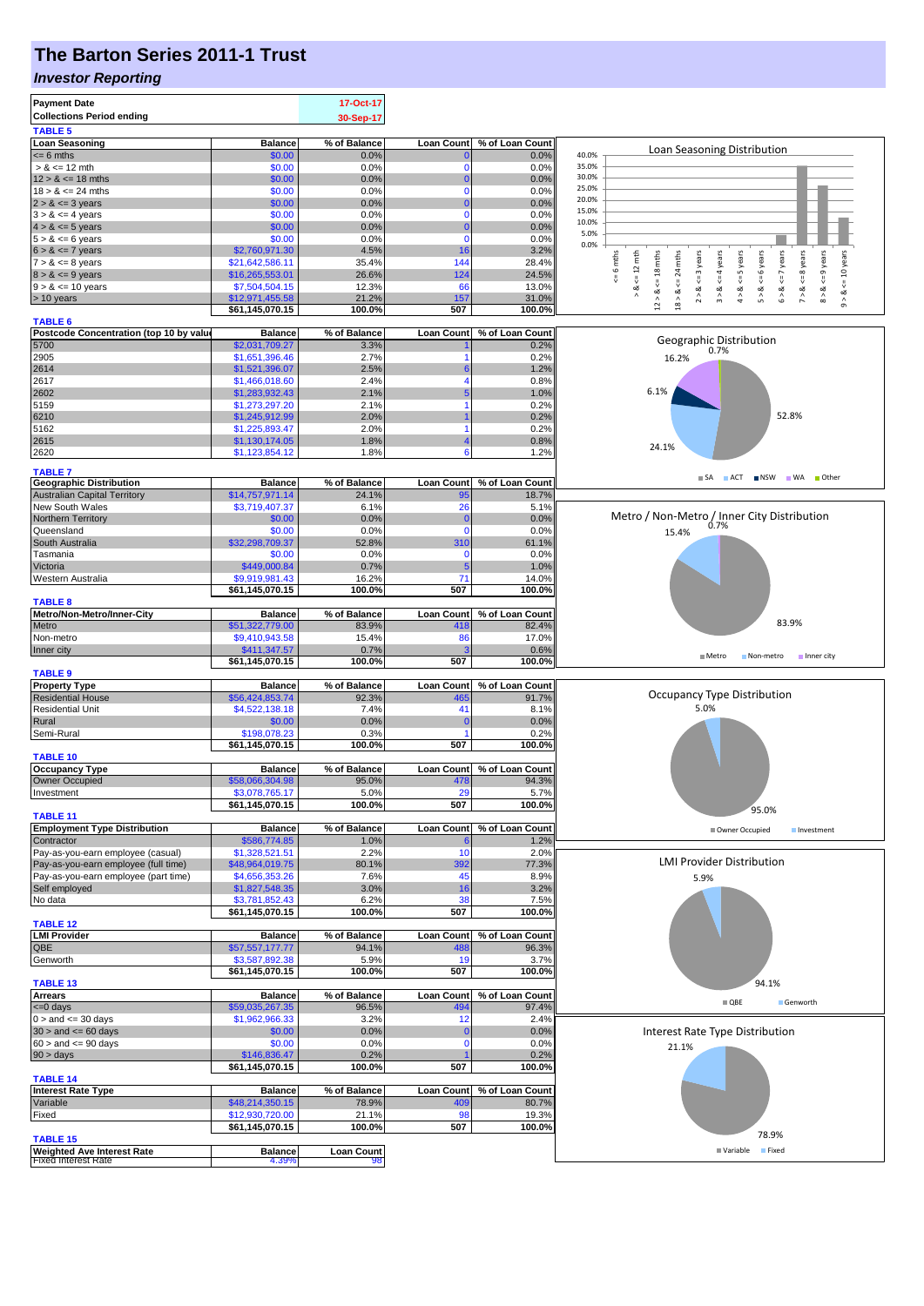# The Barton Series 2011-1 Trust

## *Investor Reporting*

| | |
|---|---|
| **Payment Date** | 17-Oct-17 |
| **Collections Period ending** | 30-Sep-17 |

**TABLE 5**

| Loan Seasoning | Balance | % of Balance | Loan Count | % of Loan Count |
|---|---|---|---|---|
| <= 6 mths | $0.00 | 0.0% | 0 | 0.0% |
| > & <= 12 mth | $0.00 | 0.0% | 0 | 0.0% |
| 12 > & <= 18 mths | $0.00 | 0.0% | 0 | 0.0% |
| 18 > & <= 24 mths | $0.00 | 0.0% | 0 | 0.0% |
| 2 > & <= 3 years | $0.00 | 0.0% | 0 | 0.0% |
| 3 > & <= 4 years | $0.00 | 0.0% | 0 | 0.0% |
| 4 > & <= 5 years | $0.00 | 0.0% | 0 | 0.0% |
| 5 > & <= 6 years | $0.00 | 0.0% | 0 | 0.0% |
| 6 > & <= 7 years | $2,760,971.30 | 4.5% | 16 | 3.2% |
| 7 > & <= 8 years | $21,642,586.11 | 35.4% | 144 | 28.4% |
| 8 > & <= 9 years | $16,265,553.01 | 26.6% | 124 | 24.5% |
| 9 > & <= 10 years | $7,504,504.15 | 12.3% | 66 | 13.0% |
| > 10 years | $12,971,455.58 | 21.2% | 157 | 31.0% |
| | $61,145,070.15 | 100.0% | 507 | 100.0% |

**TABLE 6**

| Postcode Concentration (top 10 by value) | Balance | % of Balance | Loan Count | % of Loan Count |
|---|---|---|---|---|
| 5700 | $2,031,709.27 | 3.3% | 1 | 0.2% |
| 2905 | $1,651,396.46 | 2.7% | 1 | 0.2% |
| 2614 | $1,521,396.07 | 2.5% | 6 | 1.2% |
| 2617 | $1,466,018.60 | 2.4% | 4 | 0.8% |
| 2602 | $1,283,932.43 | 2.1% | 5 | 1.0% |
| 5159 | $1,273,297.20 | 2.1% | 1 | 0.2% |
| 6210 | $1,245,912.99 | 2.0% | 1 | 0.2% |
| 5162 | $1,225,893.47 | 2.0% | 1 | 0.2% |
| 2615 | $1,130,174.05 | 1.8% | 4 | 0.8% |
| 2620 | $1,123,854.12 | 1.8% | 6 | 1.2% |

**TABLE 7**

| Geographic Distribution | Balance | % of Balance | Loan Count | % of Loan Count |
|---|---|---|---|---|
| Australian Capital Territory | $14,757,971.14 | 24.1% | 95 | 18.7% |
| New South Wales | $3,719,407.37 | 6.1% | 26 | 5.1% |
| Northern Territory | $0.00 | 0.0% | 0 | 0.0% |
| Queensland | $0.00 | 0.0% | 0 | 0.0% |
| South Australia | $32,298,709.37 | 52.8% | 310 | 61.1% |
| Tasmania | $0.00 | 0.0% | 0 | 0.0% |
| Victoria | $449,000.84 | 0.7% | 5 | 1.0% |
| Western Australia | $9,919,981.43 | 16.2% | 71 | 14.0% |
| | $61,145,070.15 | 100.0% | 507 | 100.0% |

**TABLE 8**

| Metro/Non-Metro/Inner-City | Balance | % of Balance | Loan Count | % of Loan Count |
|---|---|---|---|---|
| Metro | $51,322,779.00 | 83.9% | 418 | 82.4% |
| Non-metro | $9,410,943.58 | 15.4% | 86 | 17.0% |
| Inner city | $411,347.57 | 0.7% | 3 | 0.6% |
| | $61,145,070.15 | 100.0% | 507 | 100.0% |

**TABLE 9**

| Property Type | Balance | % of Balance | Loan Count | % of Loan Count |
|---|---|---|---|---|
| Residential House | $56,424,853.74 | 92.3% | 465 | 91.7% |
| Residential Unit | $4,522,138.18 | 7.4% | 41 | 8.1% |
| Rural | $0.00 | 0.0% | 0 | 0.0% |
| Semi-Rural | $198,078.23 | 0.3% | 1 | 0.2% |
| | $61,145,070.15 | 100.0% | 507 | 100.0% |

**TABLE 10**

| Occupancy Type | Balance | % of Balance | Loan Count | % of Loan Count |
|---|---|---|---|---|
| Owner Occupied | $58,066,304.98 | 95.0% | 478 | 94.3% |
| Investment | $3,078,765.17 | 5.0% | 29 | 5.7% |
| | $61,145,070.15 | 100.0% | 507 | 100.0% |

**TABLE 11**

| Employment Type Distribution | Balance | % of Balance | Loan Count | % of Loan Count |
|---|---|---|---|---|
| Contractor | $586,774.85 | 1.0% | 6 | 1.2% |
| Pay-as-you-earn employee (casual) | $1,328,521.51 | 2.2% | 10 | 2.0% |
| Pay-as-you-earn employee (full time) | $48,964,019.75 | 80.1% | 392 | 77.3% |
| Pay-as-you-earn employee (part time) | $4,656,353.26 | 7.6% | 45 | 8.9% |
| Self employed | $1,827,548.35 | 3.0% | 16 | 3.2% |
| No data | $3,781,852.43 | 6.2% | 38 | 7.5% |
| | $61,145,070.15 | 100.0% | 507 | 100.0% |

**TABLE 12**

| LMI Provider | Balance | % of Balance | Loan Count | % of Loan Count |
|---|---|---|---|---|
| QBE | $57,557,177.77 | 94.1% | 488 | 96.3% |
| Genworth | $3,587,892.38 | 5.9% | 19 | 3.7% |
| | $61,145,070.15 | 100.0% | 507 | 100.0% |

**TABLE 13**

| Arrears | Balance | % of Balance | Loan Count | % of Loan Count |
|---|---|---|---|---|
| <=0 days | $59,035,267.35 | 96.5% | 494 | 97.4% |
| 0 > and <= 30 days | $1,962,966.33 | 3.2% | 12 | 2.4% |
| 30 > and <= 60 days | $0.00 | 0.0% | 0 | 0.0% |
| 60 > and <= 90 days | $0.00 | 0.0% | 0 | 0.0% |
| 90 > days | $146,836.47 | 0.2% | 1 | 0.2% |
| | $61,145,070.15 | 100.0% | 507 | 100.0% |

**TABLE 14**

| Interest Rate Type | Balance | % of Balance | Loan Count | % of Loan Count |
|---|---|---|---|---|
| Variable | $48,214,350.15 | 78.9% | 409 | 80.7% |
| Fixed | $12,930,720.00 | 21.1% | 98 | 19.3% |
| | $61,145,070.15 | 100.0% | 507 | 100.0% |

**TABLE 15**

| Weighted Ave Interest Rate | Balance | Loan Count |
|---|---|---|
| Fixed Interest Rate | 4.39% | 98 |

Loan Seasoning Distribution

Geographic Distribution: SA 52.8%, ACT 24.1%, NSW 6.1%, WA 16.2%, Other 0.7%

Metro / Non-Metro / Inner City Distribution: Metro 83.9%, Non-metro 15.4%, Inner city 0.7%

Occupancy Type Distribution: Owner Occupied 95.0%, Investment 5.0%

LMI Provider Distribution: QBE 94.1%, Genworth 5.9%

Interest Rate Type Distribution: Variable 78.9%, Fixed 21.1%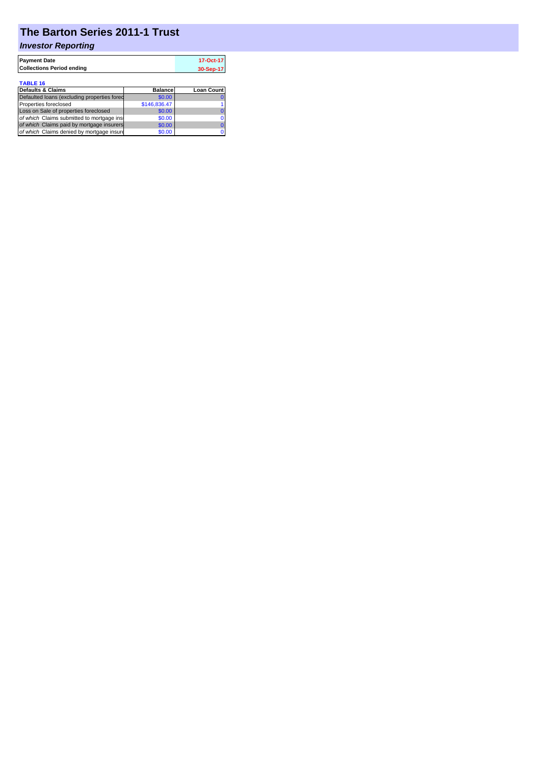# The Barton Series 2011-1 Trust

## *Investor Reporting*

| | |
|---|---|
| **Payment Date** | 17-Oct-17 |
| **Collections Period ending** | 30-Sep-17 |

**TABLE 16**

| Defaults & Claims | Balance | Loan Count |
|---|---|---|
| Defaulted loans (excluding properties forec | $0.00 | 0 |
| Properties foreclosed | $146,836.47 | 1 |
| Loss on Sale of properties foreclosed | $0.00 | 0 |
| *of which* Claims submitted to mortgage ins | $0.00 | 0 |
| *of which* Claims paid by mortgage insurers | $0.00 | 0 |
| *of which* Claims denied by mortgage insure | $0.00 | 0 |